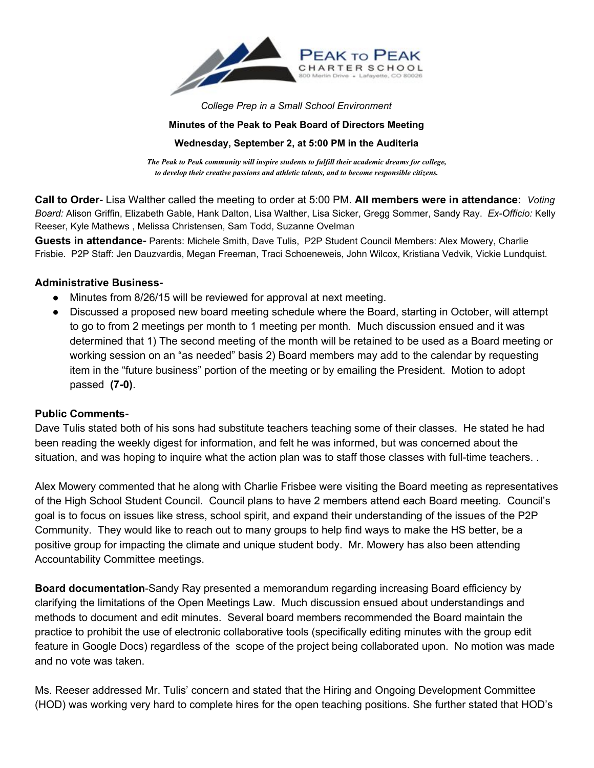PEAK TO PEAK
CHARTER SCHOOL
800 Merlin Drive • Lafayette, CO 80026

*College Prep in a Small School Environment*

**Minutes of the Peak to Peak Board of Directors Meeting**

**Wednesday, September 2, at 5:00 PM in the Auditeria**

***The Peak to Peak community will inspire students to fulfill their academic dreams for college, to develop their creative passions and athletic talents, and to become responsible citizens.***

**Call to Order**- Lisa Walther called the meeting to order at 5:00 PM. **All members were in attendance:** *Voting Board:* Alison Griffin, Elizabeth Gable, Hank Dalton, Lisa Walther, Lisa Sicker, Gregg Sommer, Sandy Ray. *Ex-Officio:* Kelly Reeser, Kyle Mathews , Melissa Christensen, Sam Todd, Suzanne Ovelman

**Guests in attendance-** Parents: Michele Smith, Dave Tulis, P2P Student Council Members: Alex Mowery, Charlie Frisbie. P2P Staff: Jen Dauzvardis, Megan Freeman, Traci Schoeneweis, John Wilcox, Kristiana Vedvik, Vickie Lundquist.

**Administrative Business-**

- Minutes from 8/26/15 will be reviewed for approval at next meeting.
- Discussed a proposed new board meeting schedule where the Board, starting in October, will attempt to go to from 2 meetings per month to 1 meeting per month. Much discussion ensued and it was determined that 1) The second meeting of the month will be retained to be used as a Board meeting or working session on an "as needed" basis 2) Board members may add to the calendar by requesting item in the "future business" portion of the meeting or by emailing the President. Motion to adopt passed **(7-0)**.

**Public Comments-**

Dave Tulis stated both of his sons had substitute teachers teaching some of their classes. He stated he had been reading the weekly digest for information, and felt he was informed, but was concerned about the situation, and was hoping to inquire what the action plan was to staff those classes with full-time teachers. .

Alex Mowery commented that he along with Charlie Frisbee were visiting the Board meeting as representatives of the High School Student Council. Council plans to have 2 members attend each Board meeting. Council's goal is to focus on issues like stress, school spirit, and expand their understanding of the issues of the P2P Community. They would like to reach out to many groups to help find ways to make the HS better, be a positive group for impacting the climate and unique student body. Mr. Mowery has also been attending Accountability Committee meetings.

**Board documentation**-Sandy Ray presented a memorandum regarding increasing Board efficiency by clarifying the limitations of the Open Meetings Law. Much discussion ensued about understandings and methods to document and edit minutes. Several board members recommended the Board maintain the practice to prohibit the use of electronic collaborative tools (specifically editing minutes with the group edit feature in Google Docs) regardless of the scope of the project being collaborated upon. No motion was made and no vote was taken.

Ms. Reeser addressed Mr. Tulis' concern and stated that the Hiring and Ongoing Development Committee (HOD) was working very hard to complete hires for the open teaching positions. She further stated that HOD's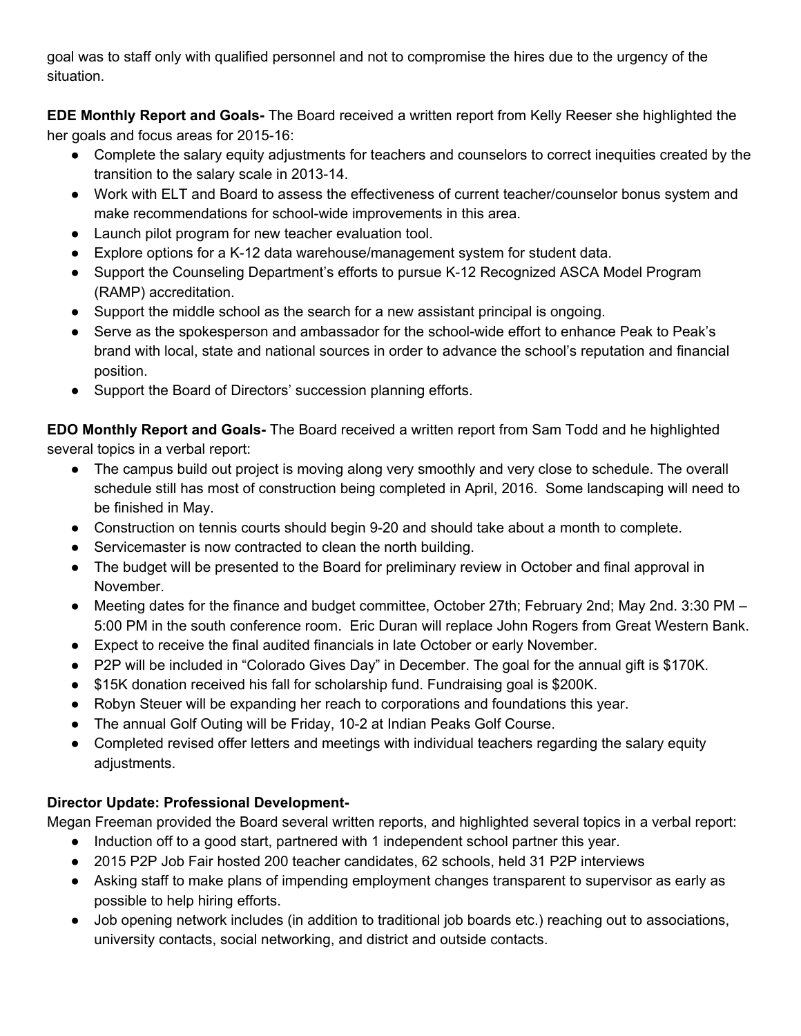goal was to staff only with qualified personnel and not to compromise the hires due to the urgency of the situation.

**EDE Monthly Report and Goals-** The Board received a written report from Kelly Reeser she highlighted the her goals and focus areas for 2015-16:

- Complete the salary equity adjustments for teachers and counselors to correct inequities created by the transition to the salary scale in 2013-14.
- Work with ELT and Board to assess the effectiveness of current teacher/counselor bonus system and make recommendations for school-wide improvements in this area.
- Launch pilot program for new teacher evaluation tool.
- Explore options for a K-12 data warehouse/management system for student data.
- Support the Counseling Department's efforts to pursue K-12 Recognized ASCA Model Program (RAMP) accreditation.
- Support the middle school as the search for a new assistant principal is ongoing.
- Serve as the spokesperson and ambassador for the school-wide effort to enhance Peak to Peak's brand with local, state and national sources in order to advance the school's reputation and financial position.
- Support the Board of Directors' succession planning efforts.

**EDO Monthly Report and Goals-** The Board received a written report from Sam Todd and he highlighted several topics in a verbal report:

- The campus build out project is moving along very smoothly and very close to schedule. The overall schedule still has most of construction being completed in April, 2016. Some landscaping will need to be finished in May.
- Construction on tennis courts should begin 9-20 and should take about a month to complete.
- Servicemaster is now contracted to clean the north building.
- The budget will be presented to the Board for preliminary review in October and final approval in November.
- Meeting dates for the finance and budget committee, October 27th; February 2nd; May 2nd. 3:30 PM – 5:00 PM in the south conference room. Eric Duran will replace John Rogers from Great Western Bank.
- Expect to receive the final audited financials in late October or early November.
- P2P will be included in "Colorado Gives Day" in December. The goal for the annual gift is $170K.
- $15K donation received his fall for scholarship fund. Fundraising goal is $200K.
- Robyn Steuer will be expanding her reach to corporations and foundations this year.
- The annual Golf Outing will be Friday, 10-2 at Indian Peaks Golf Course.
- Completed revised offer letters and meetings with individual teachers regarding the salary equity adjustments.

**Director Update: Professional Development-**

Megan Freeman provided the Board several written reports, and highlighted several topics in a verbal report:

- Induction off to a good start, partnered with 1 independent school partner this year.
- 2015 P2P Job Fair hosted 200 teacher candidates, 62 schools, held 31 P2P interviews
- Asking staff to make plans of impending employment changes transparent to supervisor as early as possible to help hiring efforts.
- Job opening network includes (in addition to traditional job boards etc.) reaching out to associations, university contacts, social networking, and district and outside contacts.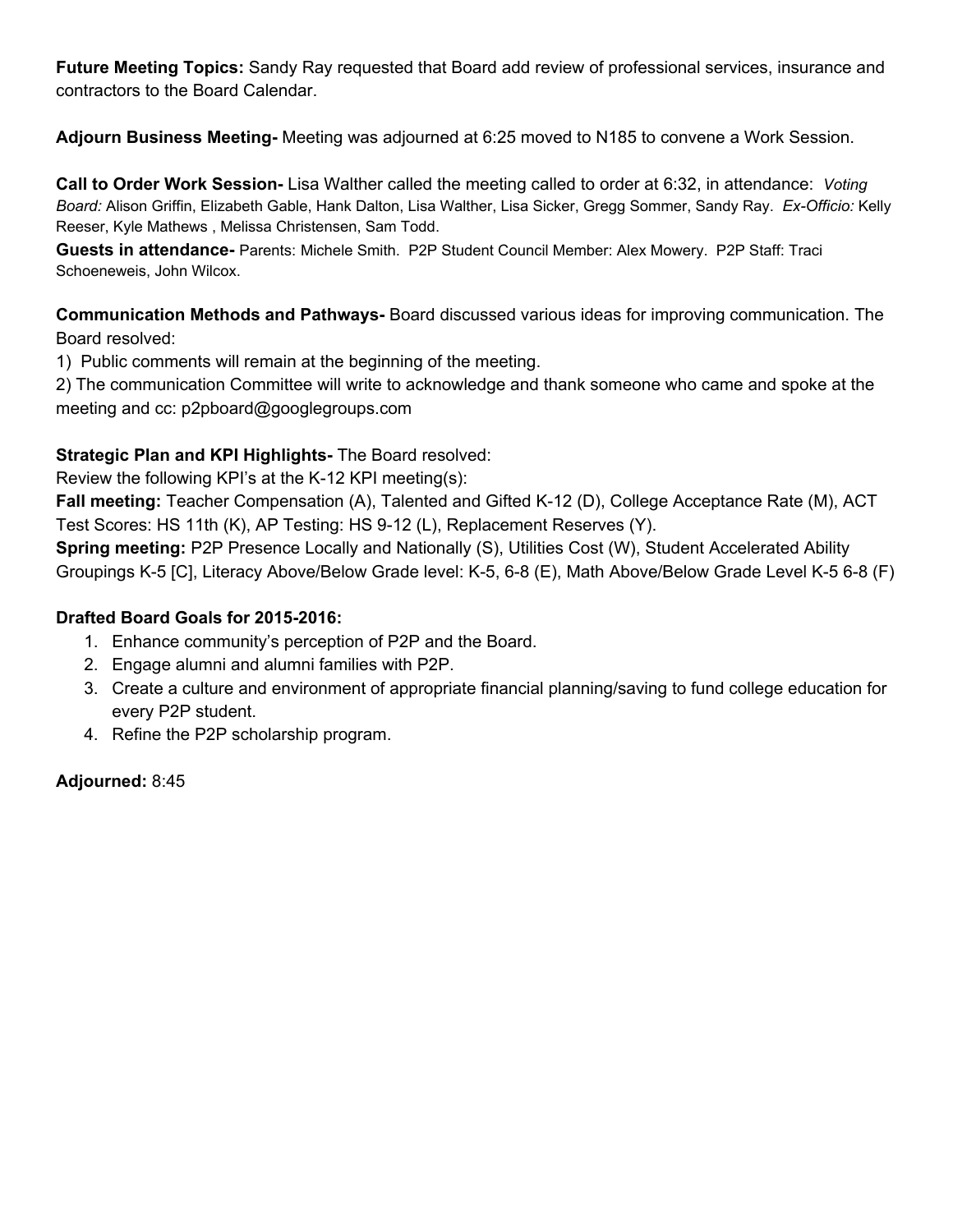**Future Meeting Topics:** Sandy Ray requested that Board add review of professional services, insurance and contractors to the Board Calendar.

**Adjourn Business Meeting-** Meeting was adjourned at 6:25 moved to N185 to convene a Work Session.

**Call to Order Work Session-** Lisa Walther called the meeting called to order at 6:32, in attendance: *Voting Board:* Alison Griffin, Elizabeth Gable, Hank Dalton, Lisa Walther, Lisa Sicker, Gregg Sommer, Sandy Ray. *Ex-Officio:* Kelly Reeser, Kyle Mathews , Melissa Christensen, Sam Todd.

**Guests in attendance-** Parents: Michele Smith. P2P Student Council Member: Alex Mowery. P2P Staff: Traci Schoeneweis, John Wilcox.

**Communication Methods and Pathways-** Board discussed various ideas for improving communication. The Board resolved:

1) Public comments will remain at the beginning of the meeting.

2) The communication Committee will write to acknowledge and thank someone who came and spoke at the meeting and cc: p2pboard@googlegroups.com

**Strategic Plan and KPI Highlights-** The Board resolved:

Review the following KPI's at the K-12 KPI meeting(s):

**Fall meeting:** Teacher Compensation (A), Talented and Gifted K-12 (D), College Acceptance Rate (M), ACT Test Scores: HS 11th (K), AP Testing: HS 9-12 (L), Replacement Reserves (Y).

**Spring meeting:** P2P Presence Locally and Nationally (S), Utilities Cost (W), Student Accelerated Ability Groupings K-5 [C], Literacy Above/Below Grade level: K-5, 6-8 (E), Math Above/Below Grade Level K-5 6-8 (F)

**Drafted Board Goals for 2015-2016:**

1. Enhance community's perception of P2P and the Board.
2. Engage alumni and alumni families with P2P.
3. Create a culture and environment of appropriate financial planning/saving to fund college education for every P2P student.
4. Refine the P2P scholarship program.

**Adjourned:** 8:45